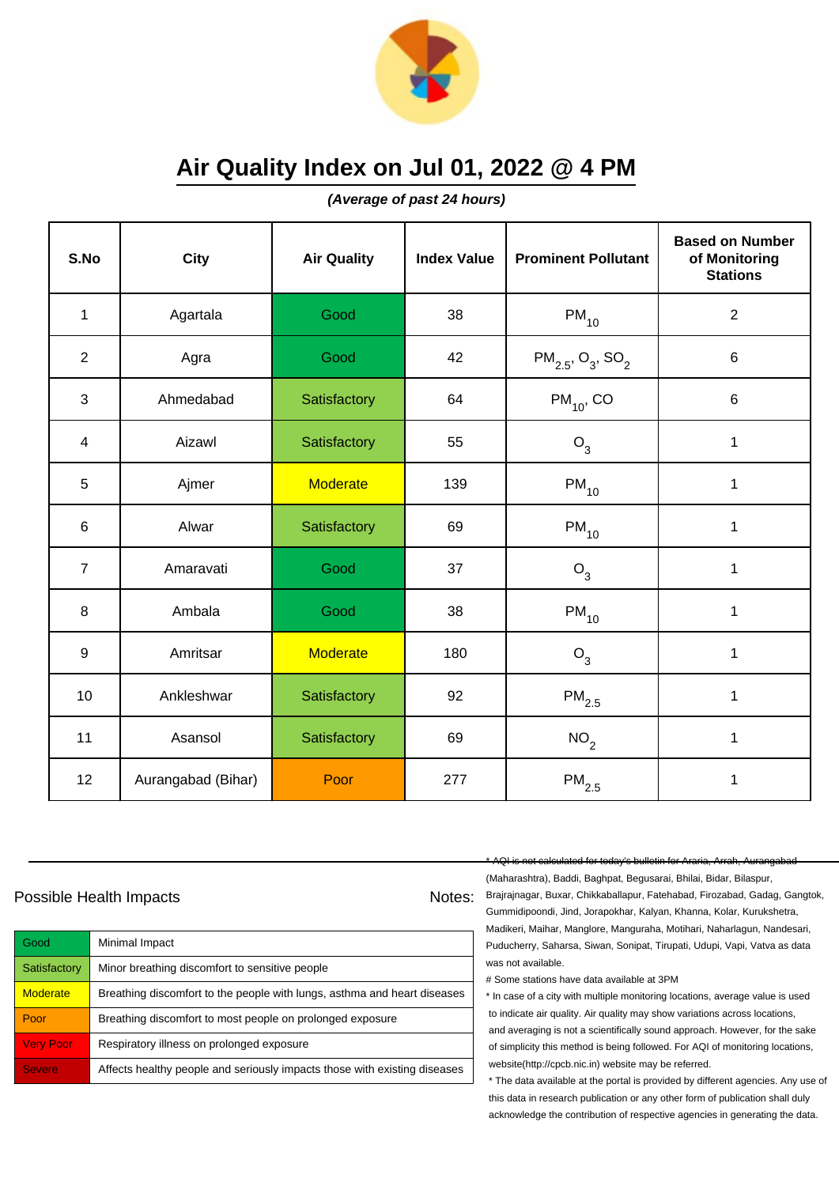# Air Quality Index on Jul 01, 2022 @ 4 PM

***(Average of past 24 hours)***

| S.No | City | Air Quality | Index Value | Prominent Pollutant | Based on Number of Monitoring Stations |
|---|---|---|---|---|---|
| 1 | Agartala | Good | 38 | $PM_{10}$ | 2 |
| 2 | Agra | Good | 42 | $PM_{2.5}$, $O_3$, $SO_2$ | 6 |
| 3 | Ahmedabad | Satisfactory | 64 | $PM_{10}$, CO | 6 |
| 4 | Aizawl | Satisfactory | 55 | $O_3$ | 1 |
| 5 | Ajmer | Moderate | 139 | $PM_{10}$ | 1 |
| 6 | Alwar | Satisfactory | 69 | $PM_{10}$ | 1 |
| 7 | Amaravati | Good | 37 | $O_3$ | 1 |
| 8 | Ambala | Good | 38 | $PM_{10}$ | 1 |
| 9 | Amritsar | Moderate | 180 | $O_3$ | 1 |
| 10 | Ankleshwar | Satisfactory | 92 | $PM_{2.5}$ | 1 |
| 11 | Asansol | Satisfactory | 69 | $NO_2$ | 1 |
| 12 | Aurangabad (Bihar) | Poor | 277 | $PM_{2.5}$ | 1 |

Possible Health Impacts

| | |
|---|---|
| Good | Minimal Impact |
| Satisfactory | Minor breathing discomfort to sensitive people |
| Moderate | Breathing discomfort to the people with lungs, asthma and heart diseases |
| Poor | Breathing discomfort to most people on prolonged exposure |
| Very Poor | Respiratory illness on prolonged exposure |
| Severe | Affects healthy people and seriously impacts those with existing diseases |

Notes:

* AQI is not calculated for today's bulletin for Araria, Arrah, Aurangabad (Maharashtra), Baddi, Baghpat, Begusarai, Bhilai, Bidar, Bilaspur, Brajrajnagar, Buxar, Chikkaballapur, Fatehabad, Firozabad, Gadag, Gangtok, Gummidipoondi, Jind, Jorapokhar, Kalyan, Khanna, Kolar, Kurukshetra, Madikeri, Maihar, Manglore, Manguraha, Motihari, Naharlagun, Nandesari, Puducherry, Saharsa, Siwan, Sonipat, Tirupati, Udupi, Vapi, Vatva as data was not available.

# Some stations have data available at 3PM

* In case of a city with multiple monitoring locations, average value is used to indicate air quality. Air quality may show variations across locations, and averaging is not a scientifically sound approach. However, for the sake of simplicity this method is being followed. For AQI of monitoring locations, website(http://cpcb.nic.in) website may be referred.

* The data available at the portal is provided by different agencies. Any use of this data in research publication or any other form of publication shall duly acknowledge the contribution of respective agencies in generating the data.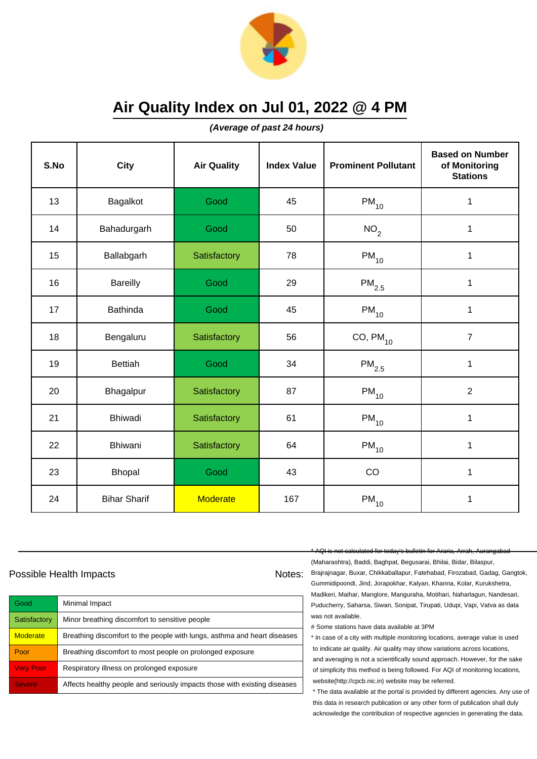# Air Quality Index on Jul 01, 2022 @ 4 PM

***(Average of past 24 hours)***

| S.No | City | Air Quality | Index Value | Prominent Pollutant | Based on Number of Monitoring Stations |
|---|---|---|---|---|---|
| 13 | Bagalkot | Good | 45 | $PM_{10}$ | 1 |
| 14 | Bahadurgarh | Good | 50 | $NO_2$ | 1 |
| 15 | Ballabgarh | Satisfactory | 78 | $PM_{10}$ | 1 |
| 16 | Bareilly | Good | 29 | $PM_{2.5}$ | 1 |
| 17 | Bathinda | Good | 45 | $PM_{10}$ | 1 |
| 18 | Bengaluru | Satisfactory | 56 | CO, $PM_{10}$ | 7 |
| 19 | Bettiah | Good | 34 | $PM_{2.5}$ | 1 |
| 20 | Bhagalpur | Satisfactory | 87 | $PM_{10}$ | 2 |
| 21 | Bhiwadi | Satisfactory | 61 | $PM_{10}$ | 1 |
| 22 | Bhiwani | Satisfactory | 64 | $PM_{10}$ | 1 |
| 23 | Bhopal | Good | 43 | CO | 1 |
| 24 | Bihar Sharif | Moderate | 167 | $PM_{10}$ | 1 |

Possible Health Impacts

| Category | Impact |
|---|---|
| Good | Minimal Impact |
| Satisfactory | Minor breathing discomfort to sensitive people |
| Moderate | Breathing discomfort to the people with lungs, asthma and heart diseases |
| Poor | Breathing discomfort to most people on prolonged exposure |
| Very Poor | Respiratory illness on prolonged exposure |
| Severe | Affects healthy people and seriously impacts those with existing diseases |

Notes:

* AQI is not calculated for today's bulletin for Araria, Arrah, Aurangabad (Maharashtra), Baddi, Baghpat, Begusarai, Bhilai, Bidar, Bilaspur, Brajrajnagar, Buxar, Chikkaballapur, Fatehabad, Firozabad, Gadag, Gangtok, Gummidipoondi, Jind, Jorapokhar, Kalyan, Khanna, Kolar, Kurukshetra, Madikeri, Maihar, Manglore, Manguraha, Motihari, Naharlagun, Nandesari, Puducherry, Saharsa, Siwan, Sonipat, Tirupati, Udupi, Vapi, Vatva as data was not available.

# Some stations have data available at 3PM

* In case of a city with multiple monitoring locations, average value is used to indicate air quality. Air quality may show variations across locations, and averaging is not a scientifically sound approach. However, for the sake of simplicity this method is being followed. For AQI of monitoring locations, website(http://cpcb.nic.in) website may be referred.

* The data available at the portal is provided by different agencies. Any use of this data in research publication or any other form of publication shall duly acknowledge the contribution of respective agencies in generating the data.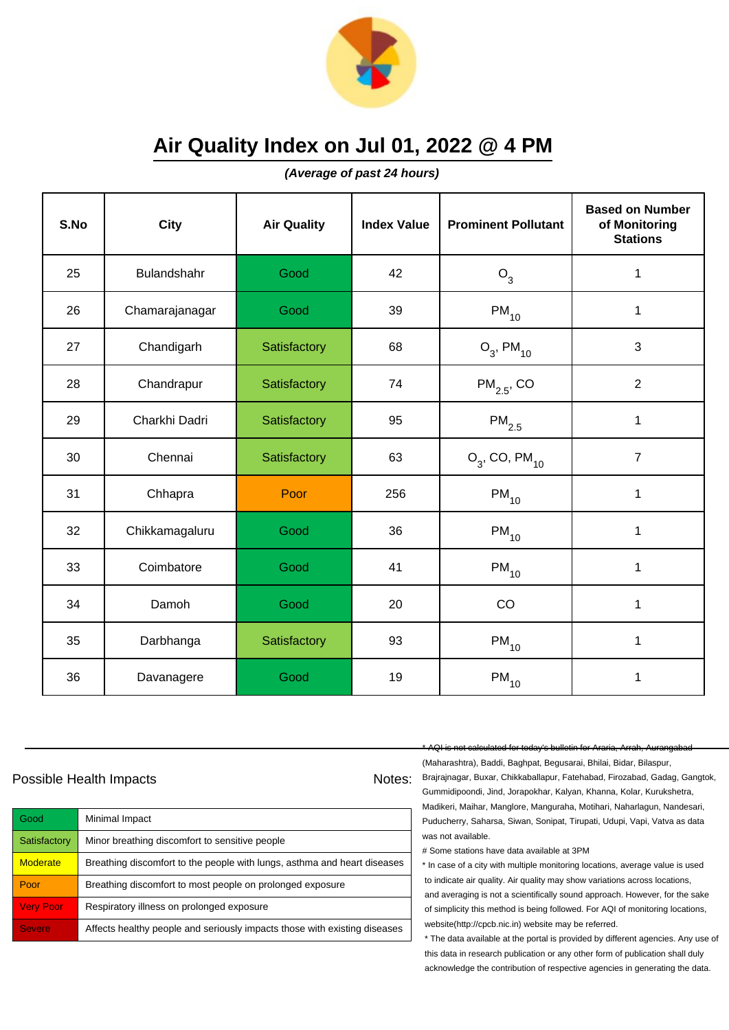# Air Quality Index on Jul 01, 2022 @ 4 PM

***(Average of past 24 hours)***

| S.No | City | Air Quality | Index Value | Prominent Pollutant | Based on Number of Monitoring Stations |
|---|---|---|---|---|---|
| 25 | Bulandshahr | Good | 42 | $O_3$ | 1 |
| 26 | Chamarajanagar | Good | 39 | $PM_{10}$ | 1 |
| 27 | Chandigarh | Satisfactory | 68 | $O_3$, $PM_{10}$ | 3 |
| 28 | Chandrapur | Satisfactory | 74 | $PM_{2.5}$, CO | 2 |
| 29 | Charkhi Dadri | Satisfactory | 95 | $PM_{2.5}$ | 1 |
| 30 | Chennai | Satisfactory | 63 | $O_3$, CO, $PM_{10}$ | 7 |
| 31 | Chhapra | Poor | 256 | $PM_{10}$ | 1 |
| 32 | Chikkamagaluru | Good | 36 | $PM_{10}$ | 1 |
| 33 | Coimbatore | Good | 41 | $PM_{10}$ | 1 |
| 34 | Damoh | Good | 20 | CO | 1 |
| 35 | Darbhanga | Satisfactory | 93 | $PM_{10}$ | 1 |
| 36 | Davanagere | Good | 19 | $PM_{10}$ | 1 |

Possible Health Impacts

| | |
|---|---|
| Good | Minimal Impact |
| Satisfactory | Minor breathing discomfort to sensitive people |
| Moderate | Breathing discomfort to the people with lungs, asthma and heart diseases |
| Poor | Breathing discomfort to most people on prolonged exposure |
| Very Poor | Respiratory illness on prolonged exposure |
| Severe | Affects healthy people and seriously impacts those with existing diseases |

Notes:

~~* AQI is not calculated for today's bulletin for Araria, Arrah, Aurangabad~~ (Maharashtra), Baddi, Baghpat, Begusarai, Bhilai, Bidar, Bilaspur, Brajrajnagar, Buxar, Chikkaballapur, Fatehabad, Firozabad, Gadag, Gangtok, Gummidipoondi, Jind, Jorapokhar, Kalyan, Khanna, Kolar, Kurukshetra, Madikeri, Maihar, Manglore, Manguraha, Motihari, Naharlagun, Nandesari, Puducherry, Saharsa, Siwan, Sonipat, Tirupati, Udupi, Vapi, Vatva as data was not available.

# Some stations have data available at 3PM

* In case of a city with multiple monitoring locations, average value is used to indicate air quality. Air quality may show variations across locations, and averaging is not a scientifically sound approach. However, for the sake of simplicity this method is being followed. For AQI of monitoring locations, website(http://cpcb.nic.in) website may be referred.

* The data available at the portal is provided by different agencies. Any use of this data in research publication or any other form of publication shall duly acknowledge the contribution of respective agencies in generating the data.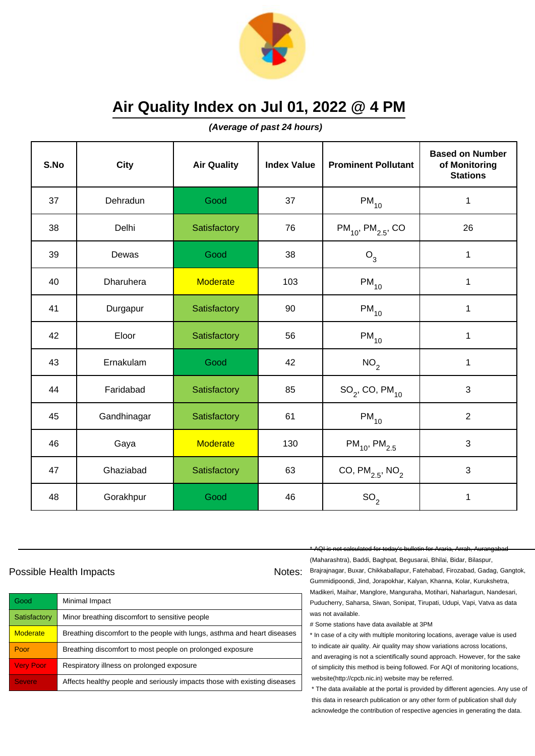# Air Quality Index on Jul 01, 2022 @ 4 PM

***(Average of past 24 hours)***

| S.No | City | Air Quality | Index Value | Prominent Pollutant | Based on Number of Monitoring Stations |
|---|---|---|---|---|---|
| 37 | Dehradun | Good | 37 | $PM_{10}$ | 1 |
| 38 | Delhi | Satisfactory | 76 | $PM_{10}$, $PM_{2.5}$, CO | 26 |
| 39 | Dewas | Good | 38 | $O_3$ | 1 |
| 40 | Dharuhera | Moderate | 103 | $PM_{10}$ | 1 |
| 41 | Durgapur | Satisfactory | 90 | $PM_{10}$ | 1 |
| 42 | Eloor | Satisfactory | 56 | $PM_{10}$ | 1 |
| 43 | Ernakulam | Good | 42 | $NO_2$ | 1 |
| 44 | Faridabad | Satisfactory | 85 | $SO_2$, CO, $PM_{10}$ | 3 |
| 45 | Gandhinagar | Satisfactory | 61 | $PM_{10}$ | 2 |
| 46 | Gaya | Moderate | 130 | $PM_{10}$, $PM_{2.5}$ | 3 |
| 47 | Ghaziabad | Satisfactory | 63 | CO, $PM_{2.5}$, $NO_2$ | 3 |
| 48 | Gorakhpur | Good | 46 | $SO_2$ | 1 |

## Possible Health Impacts

| | |
|---|---|
| Good | Minimal Impact |
| Satisfactory | Minor breathing discomfort to sensitive people |
| Moderate | Breathing discomfort to the people with lungs, asthma and heart diseases |
| Poor | Breathing discomfort to most people on prolonged exposure |
| Very Poor | Respiratory illness on prolonged exposure |
| Severe | Affects healthy people and seriously impacts those with existing diseases |

Notes:

* AQI is not calculated for today's bulletin for Araria, Arrah, Aurangabad (Maharashtra), Baddi, Baghpat, Begusarai, Bhilai, Bidar, Bilaspur, Brajrajnagar, Buxar, Chikkaballapur, Fatehabad, Firozabad, Gadag, Gangtok, Gummidipoondi, Jind, Jorapokhar, Kalyan, Khanna, Kolar, Kurukshetra, Madikeri, Maihar, Manglore, Manguraha, Motihari, Naharlagun, Nandesari, Puducherry, Saharsa, Siwan, Sonipat, Tirupati, Udupi, Vapi, Vatva as data was not available.

# Some stations have data available at 3PM

* In case of a city with multiple monitoring locations, average value is used to indicate air quality. Air quality may show variations across locations, and averaging is not a scientifically sound approach. However, for the sake of simplicity this method is being followed. For AQI of monitoring locations, website(http://cpcb.nic.in) website may be referred.

* The data available at the portal is provided by different agencies. Any use of this data in research publication or any other form of publication shall duly acknowledge the contribution of respective agencies in generating the data.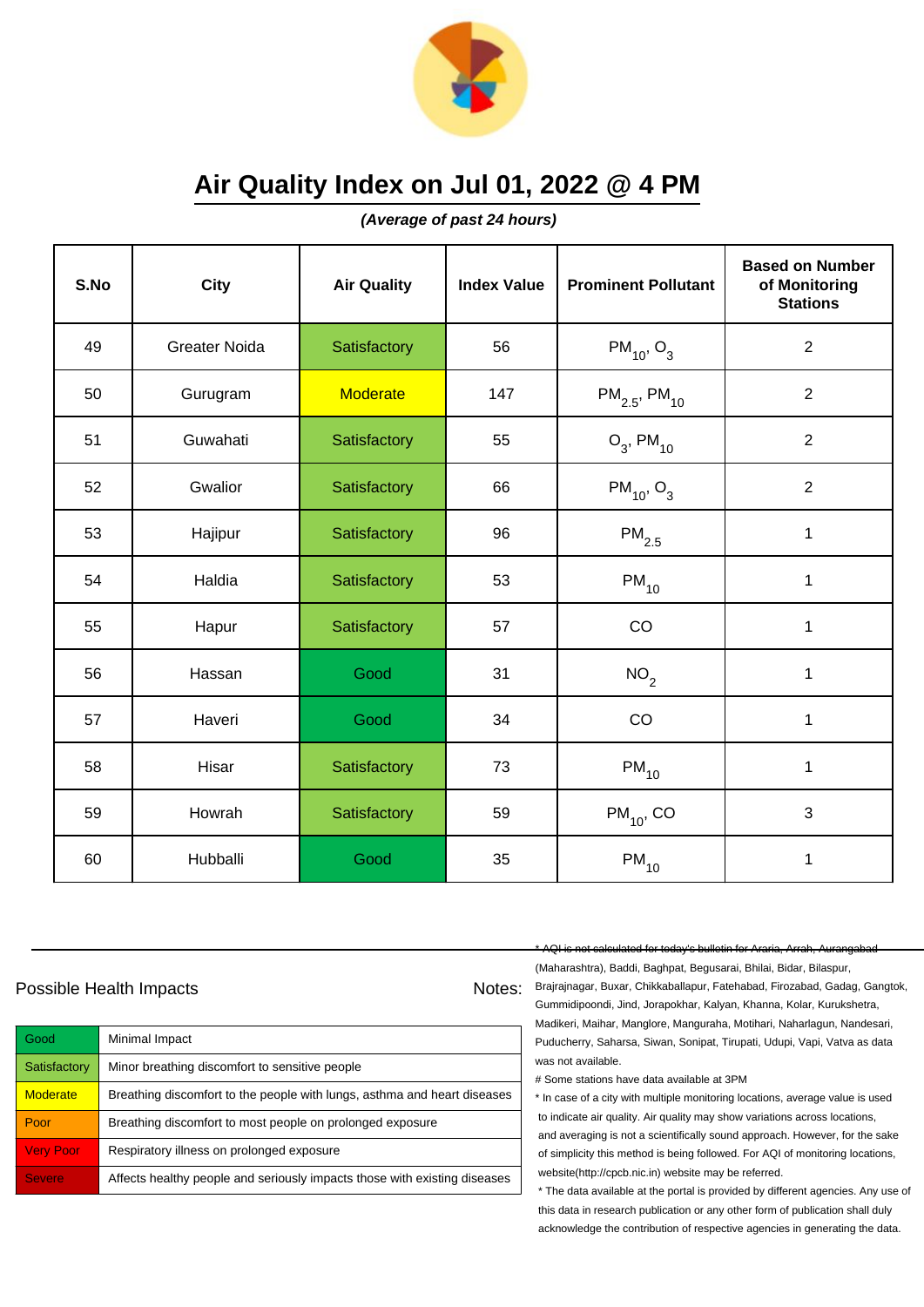# Air Quality Index on Jul 01, 2022 @ 4 PM

***(Average of past 24 hours)***

| S.No | City | Air Quality | Index Value | Prominent Pollutant | Based on Number of Monitoring Stations |
|---|---|---|---|---|---|
| 49 | Greater Noida | Satisfactory | 56 | $PM_{10}$, $O_3$ | 2 |
| 50 | Gurugram | Moderate | 147 | $PM_{2.5}$, $PM_{10}$ | 2 |
| 51 | Guwahati | Satisfactory | 55 | $O_3$, $PM_{10}$ | 2 |
| 52 | Gwalior | Satisfactory | 66 | $PM_{10}$, $O_3$ | 2 |
| 53 | Hajipur | Satisfactory | 96 | $PM_{2.5}$ | 1 |
| 54 | Haldia | Satisfactory | 53 | $PM_{10}$ | 1 |
| 55 | Hapur | Satisfactory | 57 | CO | 1 |
| 56 | Hassan | Good | 31 | $NO_2$ | 1 |
| 57 | Haveri | Good | 34 | CO | 1 |
| 58 | Hisar | Satisfactory | 73 | $PM_{10}$ | 1 |
| 59 | Howrah | Satisfactory | 59 | $PM_{10}$, CO | 3 |
| 60 | Hubballi | Good | 35 | $PM_{10}$ | 1 |

Possible Health Impacts

| | |
|---|---|
| Good | Minimal Impact |
| Satisfactory | Minor breathing discomfort to sensitive people |
| Moderate | Breathing discomfort to the people with lungs, asthma and heart diseases |
| Poor | Breathing discomfort to most people on prolonged exposure |
| Very Poor | Respiratory illness on prolonged exposure |
| Severe | Affects healthy people and seriously impacts those with existing diseases |

Notes:

~~* AQI is not calculated for today's bulletin for Araria, Arrah, Aurangabad~~ (Maharashtra), Baddi, Baghpat, Begusarai, Bhilai, Bidar, Bilaspur, Brajrajnagar, Buxar, Chikkaballapur, Fatehabad, Firozabad, Gadag, Gangtok, Gummidipoondi, Jind, Jorapokhar, Kalyan, Khanna, Kolar, Kurukshetra, Madikeri, Maihar, Manglore, Manguraha, Motihari, Naharlagun, Nandesari, Puducherry, Saharsa, Siwan, Sonipat, Tirupati, Udupi, Vapi, Vatva as data was not available.

# Some stations have data available at 3PM

* In case of a city with multiple monitoring locations, average value is used to indicate air quality. Air quality may show variations across locations, and averaging is not a scientifically sound approach. However, for the sake of simplicity this method is being followed. For AQI of monitoring locations, website(http://cpcb.nic.in) website may be referred.

* The data available at the portal is provided by different agencies. Any use of this data in research publication or any other form of publication shall duly acknowledge the contribution of respective agencies in generating the data.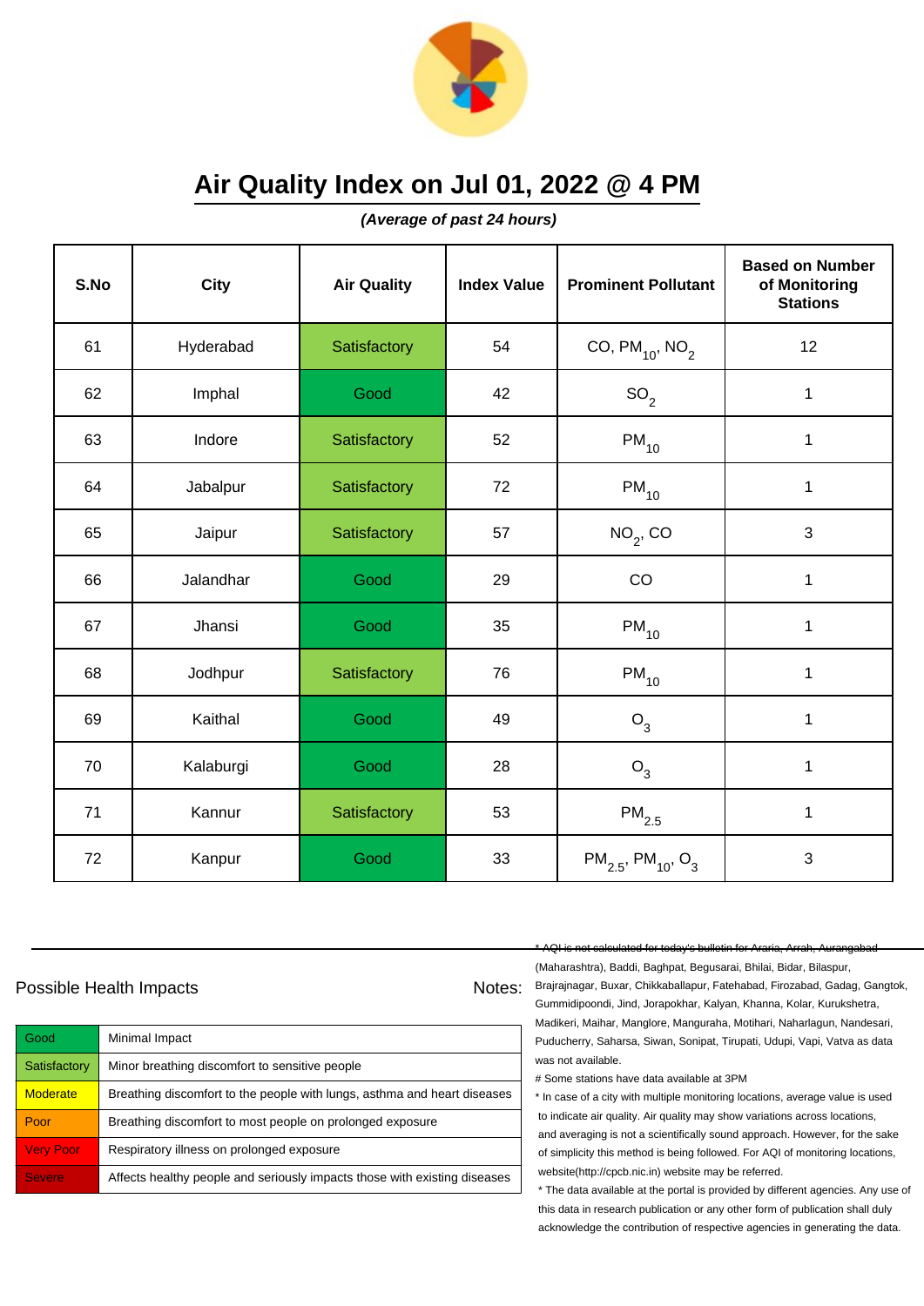# Air Quality Index on Jul 01, 2022 @ 4 PM

***(Average of past 24 hours)***

| S.No | City | Air Quality | Index Value | Prominent Pollutant | Based on Number of Monitoring Stations |
|---|---|---|---|---|---|
| 61 | Hyderabad | Satisfactory | 54 | CO, $PM_{10}$, $NO_2$ | 12 |
| 62 | Imphal | Good | 42 | $SO_2$ | 1 |
| 63 | Indore | Satisfactory | 52 | $PM_{10}$ | 1 |
| 64 | Jabalpur | Satisfactory | 72 | $PM_{10}$ | 1 |
| 65 | Jaipur | Satisfactory | 57 | $NO_2$, CO | 3 |
| 66 | Jalandhar | Good | 29 | CO | 1 |
| 67 | Jhansi | Good | 35 | $PM_{10}$ | 1 |
| 68 | Jodhpur | Satisfactory | 76 | $PM_{10}$ | 1 |
| 69 | Kaithal | Good | 49 | $O_3$ | 1 |
| 70 | Kalaburgi | Good | 28 | $O_3$ | 1 |
| 71 | Kannur | Satisfactory | 53 | $PM_{2.5}$ | 1 |
| 72 | Kanpur | Good | 33 | $PM_{2.5}$, $PM_{10}$, $O_3$ | 3 |

Possible Health Impacts

| | |
|---|---|
| Good | Minimal Impact |
| Satisfactory | Minor breathing discomfort to sensitive people |
| Moderate | Breathing discomfort to the people with lungs, asthma and heart diseases |
| Poor | Breathing discomfort to most people on prolonged exposure |
| Very Poor | Respiratory illness on prolonged exposure |
| Severe | Affects healthy people and seriously impacts those with existing diseases |

Notes:

* AQI is not calculated for today's bulletin for Araria, Arrah, Aurangabad (Maharashtra), Baddi, Baghpat, Begusarai, Bhilai, Bidar, Bilaspur, Brajrajnagar, Buxar, Chikkaballapur, Fatehabad, Firozabad, Gadag, Gangtok, Gummidipoondi, Jind, Jorapokhar, Kalyan, Khanna, Kolar, Kurukshetra, Madikeri, Maihar, Manglore, Manguraha, Motihari, Naharlagun, Nandesari, Puducherry, Saharsa, Siwan, Sonipat, Tirupati, Udupi, Vapi, Vatva as data was not available.

# Some stations have data available at 3PM

* In case of a city with multiple monitoring locations, average value is used to indicate air quality. Air quality may show variations across locations, and averaging is not a scientifically sound approach. However, for the sake of simplicity this method is being followed. For AQI of monitoring locations, website(http://cpcb.nic.in) website may be referred.

* The data available at the portal is provided by different agencies. Any use of this data in research publication or any other form of publication shall duly acknowledge the contribution of respective agencies in generating the data.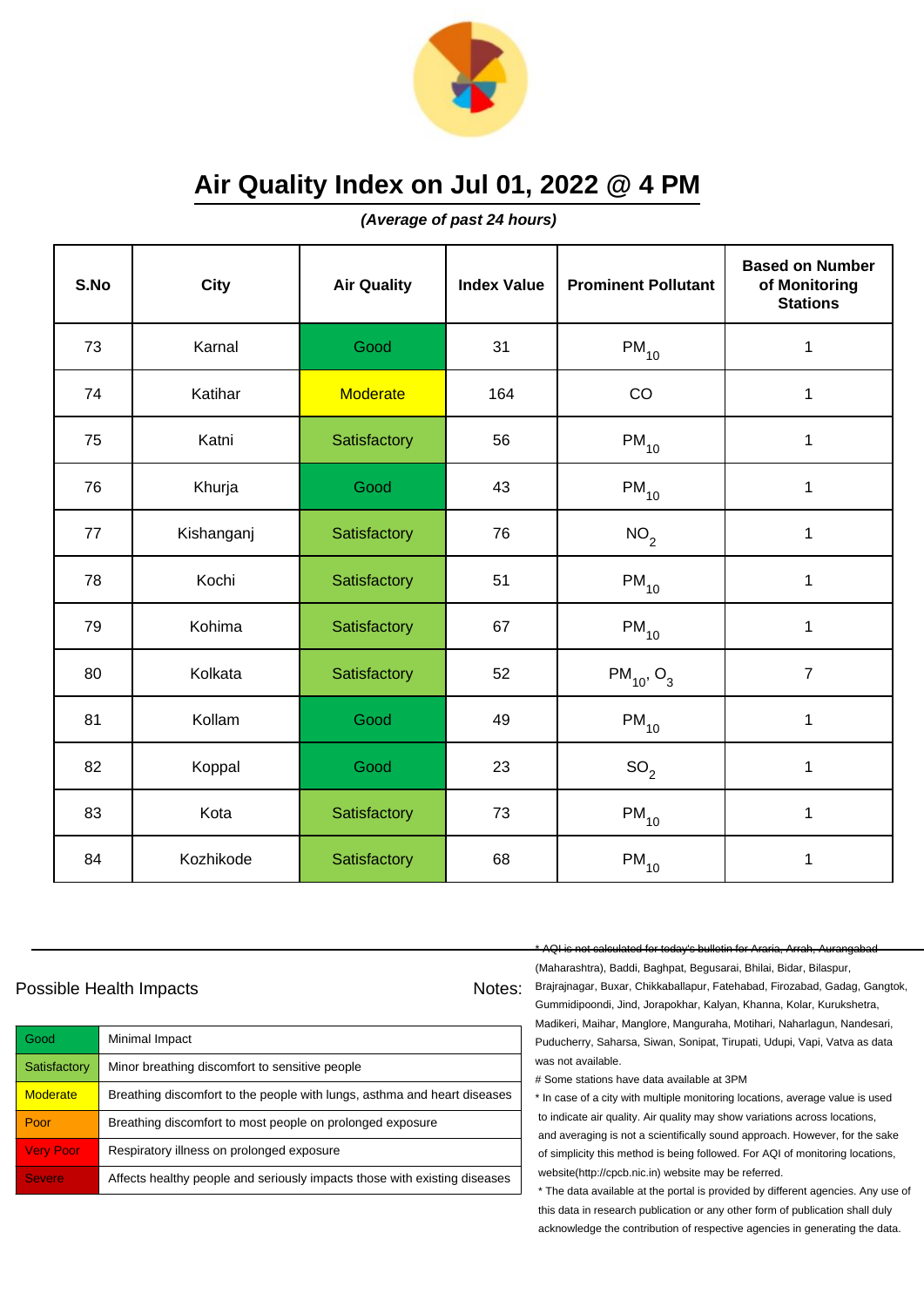# Air Quality Index on Jul 01, 2022 @ 4 PM

***(Average of past 24 hours)***

| S.No | City | Air Quality | Index Value | Prominent Pollutant | Based on Number of Monitoring Stations |
|---|---|---|---|---|---|
| 73 | Karnal | Good | 31 | $PM_{10}$ | 1 |
| 74 | Katihar | Moderate | 164 | CO | 1 |
| 75 | Katni | Satisfactory | 56 | $PM_{10}$ | 1 |
| 76 | Khurja | Good | 43 | $PM_{10}$ | 1 |
| 77 | Kishanganj | Satisfactory | 76 | $NO_2$ | 1 |
| 78 | Kochi | Satisfactory | 51 | $PM_{10}$ | 1 |
| 79 | Kohima | Satisfactory | 67 | $PM_{10}$ | 1 |
| 80 | Kolkata | Satisfactory | 52 | $PM_{10}$, $O_3$ | 7 |
| 81 | Kollam | Good | 49 | $PM_{10}$ | 1 |
| 82 | Koppal | Good | 23 | $SO_2$ | 1 |
| 83 | Kota | Satisfactory | 73 | $PM_{10}$ | 1 |
| 84 | Kozhikode | Satisfactory | 68 | $PM_{10}$ | 1 |

## Possible Health Impacts

| | |
|---|---|
| Good | Minimal Impact |
| Satisfactory | Minor breathing discomfort to sensitive people |
| Moderate | Breathing discomfort to the people with lungs, asthma and heart diseases |
| Poor | Breathing discomfort to most people on prolonged exposure |
| Very Poor | Respiratory illness on prolonged exposure |
| Severe | Affects healthy people and seriously impacts those with existing diseases |

Notes:

* AQI is not calculated for today's bulletin for Araria, Arrah, Aurangabad (Maharashtra), Baddi, Baghpat, Begusarai, Bhilai, Bidar, Bilaspur, Brajrajnagar, Buxar, Chikkaballapur, Fatehabad, Firozabad, Gadag, Gangtok, Gummidipoondi, Jind, Jorapokhar, Kalyan, Khanna, Kolar, Kurukshetra, Madikeri, Maihar, Manglore, Manguraha, Motihari, Naharlagun, Nandesari, Puducherry, Saharsa, Siwan, Sonipat, Tirupati, Udupi, Vapi, Vatva as data was not available.

# Some stations have data available at 3PM

* In case of a city with multiple monitoring locations, average value is used to indicate air quality. Air quality may show variations across locations, and averaging is not a scientifically sound approach. However, for the sake of simplicity this method is being followed. For AQI of monitoring locations, website(http://cpcb.nic.in) website may be referred.

* The data available at the portal is provided by different agencies. Any use of this data in research publication or any other form of publication shall duly acknowledge the contribution of respective agencies in generating the data.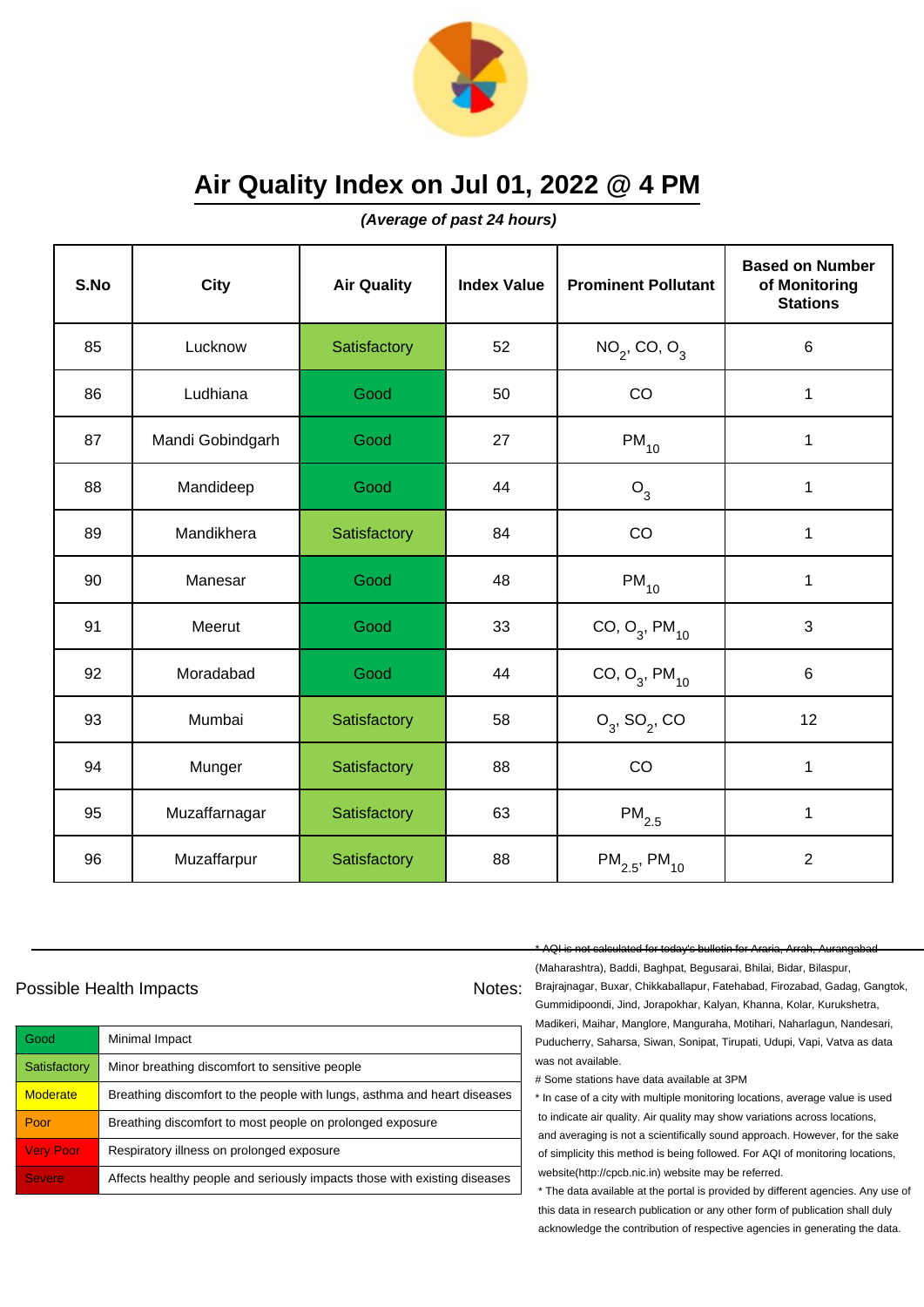# Air Quality Index on Jul 01, 2022 @ 4 PM

***(Average of past 24 hours)***

| S.No | City | Air Quality | Index Value | Prominent Pollutant | Based on Number of Monitoring Stations |
|---|---|---|---|---|---|
| 85 | Lucknow | Satisfactory | 52 | $NO_2$, CO, $O_3$ | 6 |
| 86 | Ludhiana | Good | 50 | CO | 1 |
| 87 | Mandi Gobindgarh | Good | 27 | $PM_{10}$ | 1 |
| 88 | Mandideep | Good | 44 | $O_3$ | 1 |
| 89 | Mandikhera | Satisfactory | 84 | CO | 1 |
| 90 | Manesar | Good | 48 | $PM_{10}$ | 1 |
| 91 | Meerut | Good | 33 | CO, $O_3$, $PM_{10}$ | 3 |
| 92 | Moradabad | Good | 44 | CO, $O_3$, $PM_{10}$ | 6 |
| 93 | Mumbai | Satisfactory | 58 | $O_3$, $SO_2$, CO | 12 |
| 94 | Munger | Satisfactory | 88 | CO | 1 |
| 95 | Muzaffarnagar | Satisfactory | 63 | $PM_{2.5}$ | 1 |
| 96 | Muzaffarpur | Satisfactory | 88 | $PM_{2.5}$, $PM_{10}$ | 2 |

Possible Health Impacts

| | |
|---|---|
| Good | Minimal Impact |
| Satisfactory | Minor breathing discomfort to sensitive people |
| Moderate | Breathing discomfort to the people with lungs, asthma and heart diseases |
| Poor | Breathing discomfort to most people on prolonged exposure |
| Very Poor | Respiratory illness on prolonged exposure |
| Severe | Affects healthy people and seriously impacts those with existing diseases |

Notes:

* AQI is not calculated for today's bulletin for Araria, Arrah, Aurangabad (Maharashtra), Baddi, Baghpat, Begusarai, Bhilai, Bidar, Bilaspur, Brajrajnagar, Buxar, Chikkaballapur, Fatehabad, Firozabad, Gadag, Gangtok, Gummidipoondi, Jind, Jorapokhar, Kalyan, Khanna, Kolar, Kurukshetra, Madikeri, Maihar, Manglore, Manguraha, Motihari, Naharlagun, Nandesari, Puducherry, Saharsa, Siwan, Sonipat, Tirupati, Udupi, Vapi, Vatva as data was not available.

# Some stations have data available at 3PM

* In case of a city with multiple monitoring locations, average value is used to indicate air quality. Air quality may show variations across locations, and averaging is not a scientifically sound approach. However, for the sake of simplicity this method is being followed. For AQI of monitoring locations, website(http://cpcb.nic.in) website may be referred.

* The data available at the portal is provided by different agencies. Any use of this data in research publication or any other form of publication shall duly acknowledge the contribution of respective agencies in generating the data.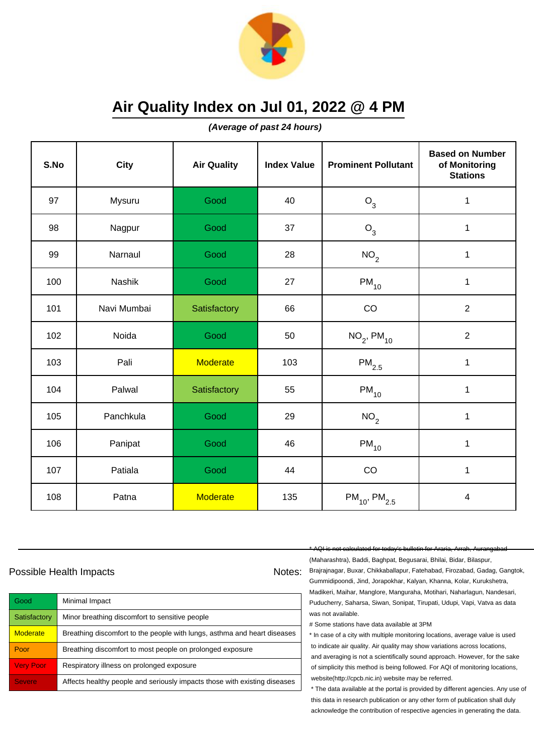# Air Quality Index on Jul 01, 2022 @ 4 PM

***(Average of past 24 hours)***

| S.No | City | Air Quality | Index Value | Prominent Pollutant | Based on Number of Monitoring Stations |
|---|---|---|---|---|---|
| 97 | Mysuru | Good | 40 | $O_3$ | 1 |
| 98 | Nagpur | Good | 37 | $O_3$ | 1 |
| 99 | Narnaul | Good | 28 | $NO_2$ | 1 |
| 100 | Nashik | Good | 27 | $PM_{10}$ | 1 |
| 101 | Navi Mumbai | Satisfactory | 66 | CO | 2 |
| 102 | Noida | Good | 50 | $NO_2$, $PM_{10}$ | 2 |
| 103 | Pali | Moderate | 103 | $PM_{2.5}$ | 1 |
| 104 | Palwal | Satisfactory | 55 | $PM_{10}$ | 1 |
| 105 | Panchkula | Good | 29 | $NO_2$ | 1 |
| 106 | Panipat | Good | 46 | $PM_{10}$ | 1 |
| 107 | Patiala | Good | 44 | CO | 1 |
| 108 | Patna | Moderate | 135 | $PM_{10}$, $PM_{2.5}$ | 4 |

Possible Health Impacts

| | |
|---|---|
| Good | Minimal Impact |
| Satisfactory | Minor breathing discomfort to sensitive people |
| Moderate | Breathing discomfort to the people with lungs, asthma and heart diseases |
| Poor | Breathing discomfort to most people on prolonged exposure |
| Very Poor | Respiratory illness on prolonged exposure |
| Severe | Affects healthy people and seriously impacts those with existing diseases |

Notes:

* AQI is not calculated for today's bulletin for Araria, Arrah, Aurangabad (Maharashtra), Baddi, Baghpat, Begusarai, Bhilai, Bidar, Bilaspur, Brajrajnagar, Buxar, Chikkaballapur, Fatehabad, Firozabad, Gadag, Gangtok, Gummidipoondi, Jind, Jorapokhar, Kalyan, Khanna, Kolar, Kurukshetra, Madikeri, Maihar, Manglore, Manguraha, Motihari, Naharlagun, Nandesari, Puducherry, Saharsa, Siwan, Sonipat, Tirupati, Udupi, Vapi, Vatva as data was not available.

# Some stations have data available at 3PM

* In case of a city with multiple monitoring locations, average value is used to indicate air quality. Air quality may show variations across locations, and averaging is not a scientifically sound approach. However, for the sake of simplicity this method is being followed. For AQI of monitoring locations, website(http://cpcb.nic.in) website may be referred.

* The data available at the portal is provided by different agencies. Any use of this data in research publication or any other form of publication shall duly acknowledge the contribution of respective agencies in generating the data.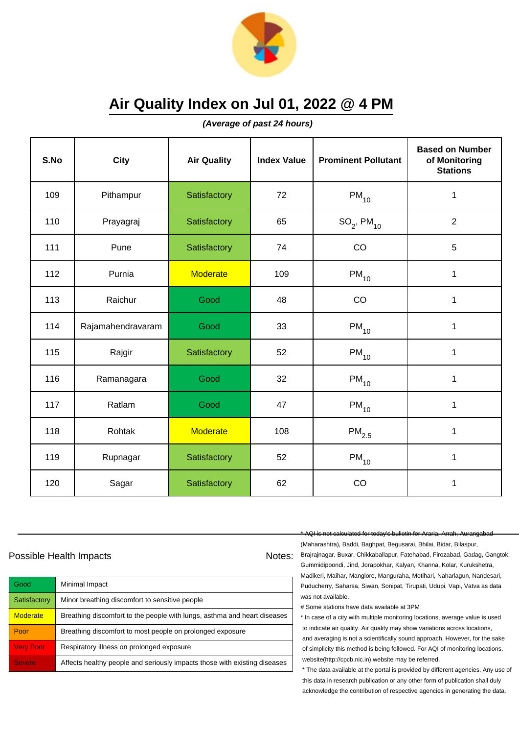# Air Quality Index on Jul 01, 2022 @ 4 PM

***(Average of past 24 hours)***

| S.No | City | Air Quality | Index Value | Prominent Pollutant | Based on Number of Monitoring Stations |
|---|---|---|---|---|---|
| 109 | Pithampur | Satisfactory | 72 | $PM_{10}$ | 1 |
| 110 | Prayagraj | Satisfactory | 65 | $SO_2$, $PM_{10}$ | 2 |
| 111 | Pune | Satisfactory | 74 | CO | 5 |
| 112 | Purnia | Moderate | 109 | $PM_{10}$ | 1 |
| 113 | Raichur | Good | 48 | CO | 1 |
| 114 | Rajamahendravaram | Good | 33 | $PM_{10}$ | 1 |
| 115 | Rajgir | Satisfactory | 52 | $PM_{10}$ | 1 |
| 116 | Ramanagara | Good | 32 | $PM_{10}$ | 1 |
| 117 | Ratlam | Good | 47 | $PM_{10}$ | 1 |
| 118 | Rohtak | Moderate | 108 | $PM_{2.5}$ | 1 |
| 119 | Rupnagar | Satisfactory | 52 | $PM_{10}$ | 1 |
| 120 | Sagar | Satisfactory | 62 | CO | 1 |

Possible Health Impacts

| | |
|---|---|
| Good | Minimal Impact |
| Satisfactory | Minor breathing discomfort to sensitive people |
| Moderate | Breathing discomfort to the people with lungs, asthma and heart diseases |
| Poor | Breathing discomfort to most people on prolonged exposure |
| Very Poor | Respiratory illness on prolonged exposure |
| Severe | Affects healthy people and seriously impacts those with existing diseases |

Notes:

* AQI is not calculated for today's bulletin for Araria, Arrah, Aurangabad (Maharashtra), Baddi, Baghpat, Begusarai, Bhilai, Bidar, Bilaspur, Brajrajnagar, Buxar, Chikkaballapur, Fatehabad, Firozabad, Gadag, Gangtok, Gummidipoondi, Jind, Jorapokhar, Kalyan, Khanna, Kolar, Kurukshetra, Madikeri, Maihar, Manglore, Manguraha, Motihari, Naharlagun, Nandesari, Puducherry, Saharsa, Siwan, Sonipat, Tirupati, Udupi, Vapi, Vatva as data was not available.

# Some stations have data available at 3PM

* In case of a city with multiple monitoring locations, average value is used to indicate air quality. Air quality may show variations across locations, and averaging is not a scientifically sound approach. However, for the sake of simplicity this method is being followed. For AQI of monitoring locations, website(http://cpcb.nic.in) website may be referred.

* The data available at the portal is provided by different agencies. Any use of this data in research publication or any other form of publication shall duly acknowledge the contribution of respective agencies in generating the data.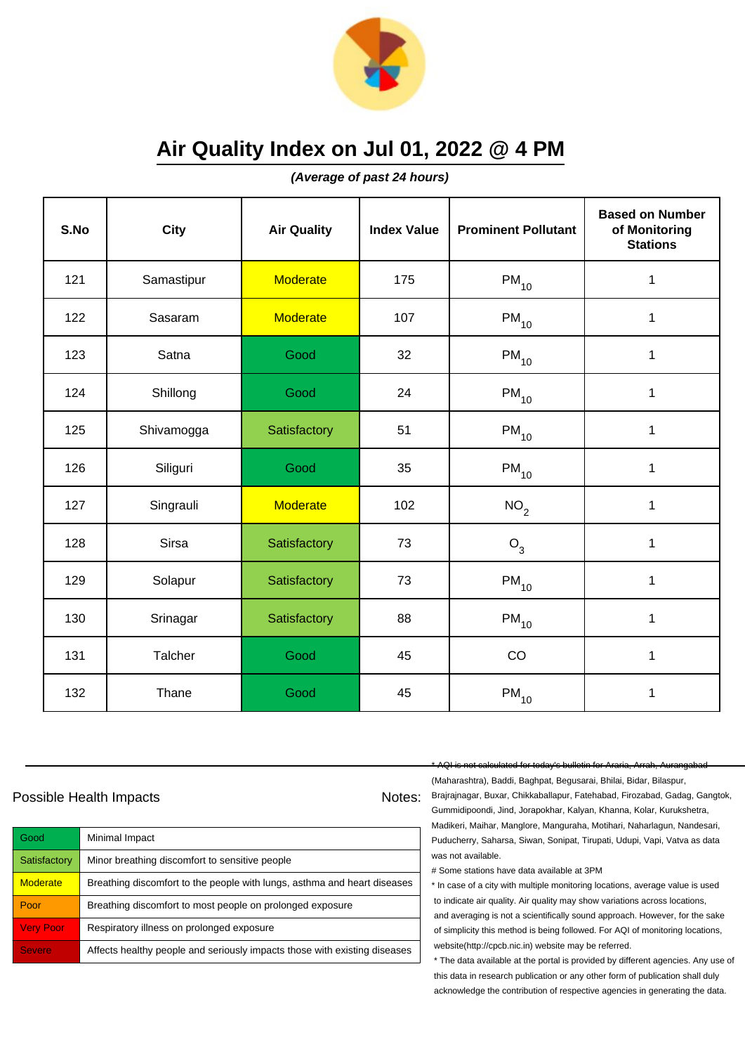# Air Quality Index on Jul 01, 2022 @ 4 PM

***(Average of past 24 hours)***

| S.No | City | Air Quality | Index Value | Prominent Pollutant | Based on Number of Monitoring Stations |
|---|---|---|---|---|---|
| 121 | Samastipur | Moderate | 175 | $PM_{10}$ | 1 |
| 122 | Sasaram | Moderate | 107 | $PM_{10}$ | 1 |
| 123 | Satna | Good | 32 | $PM_{10}$ | 1 |
| 124 | Shillong | Good | 24 | $PM_{10}$ | 1 |
| 125 | Shivamogga | Satisfactory | 51 | $PM_{10}$ | 1 |
| 126 | Siliguri | Good | 35 | $PM_{10}$ | 1 |
| 127 | Singrauli | Moderate | 102 | $NO_2$ | 1 |
| 128 | Sirsa | Satisfactory | 73 | $O_3$ | 1 |
| 129 | Solapur | Satisfactory | 73 | $PM_{10}$ | 1 |
| 130 | Srinagar | Satisfactory | 88 | $PM_{10}$ | 1 |
| 131 | Talcher | Good | 45 | CO | 1 |
| 132 | Thane | Good | 45 | $PM_{10}$ | 1 |

Possible Health Impacts

| Good | Minimal Impact |
|---|---|
| Satisfactory | Minor breathing discomfort to sensitive people |
| Moderate | Breathing discomfort to the people with lungs, asthma and heart diseases |
| Poor | Breathing discomfort to most people on prolonged exposure |
| Very Poor | Respiratory illness on prolonged exposure |
| Severe | Affects healthy people and seriously impacts those with existing diseases |

Notes:

* AQI is not calculated for today's bulletin for Araria, Arrah, Aurangabad (Maharashtra), Baddi, Baghpat, Begusarai, Bhilai, Bidar, Bilaspur, Brajrajnagar, Buxar, Chikkaballapur, Fatehabad, Firozabad, Gadag, Gangtok, Gummidipoondi, Jind, Jorapokhar, Kalyan, Khanna, Kolar, Kurukshetra, Madikeri, Maihar, Manglore, Manguraha, Motihari, Naharlagun, Nandesari, Puducherry, Saharsa, Siwan, Sonipat, Tirupati, Udupi, Vapi, Vatva as data was not available.

# Some stations have data available at 3PM

* In case of a city with multiple monitoring locations, average value is used to indicate air quality. Air quality may show variations across locations, and averaging is not a scientifically sound approach. However, for the sake of simplicity this method is being followed. For AQI of monitoring locations, website(http://cpcb.nic.in) website may be referred.

* The data available at the portal is provided by different agencies. Any use of this data in research publication or any other form of publication shall duly acknowledge the contribution of respective agencies in generating the data.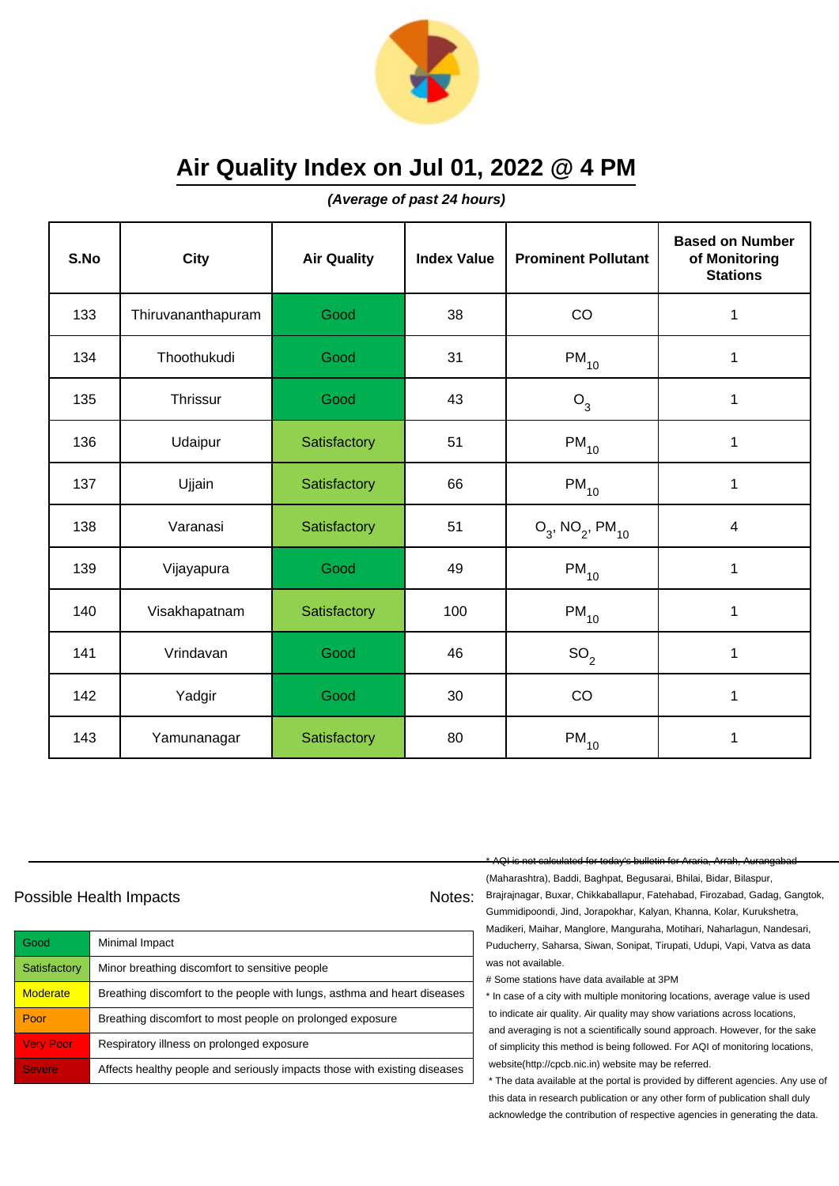# Air Quality Index on Jul 01, 2022 @ 4 PM

***(Average of past 24 hours)***

| S.No | City | Air Quality | Index Value | Prominent Pollutant | Based on Number of Monitoring Stations |
|---|---|---|---|---|---|
| 133 | Thiruvananthapuram | Good | 38 | CO | 1 |
| 134 | Thoothukudi | Good | 31 | $PM_{10}$ | 1 |
| 135 | Thrissur | Good | 43 | $O_3$ | 1 |
| 136 | Udaipur | Satisfactory | 51 | $PM_{10}$ | 1 |
| 137 | Ujjain | Satisfactory | 66 | $PM_{10}$ | 1 |
| 138 | Varanasi | Satisfactory | 51 | $O_3$, $NO_2$, $PM_{10}$ | 4 |
| 139 | Vijayapura | Good | 49 | $PM_{10}$ | 1 |
| 140 | Visakhapatnam | Satisfactory | 100 | $PM_{10}$ | 1 |
| 141 | Vrindavan | Good | 46 | $SO_2$ | 1 |
| 142 | Yadgir | Good | 30 | CO | 1 |
| 143 | Yamunanagar | Satisfactory | 80 | $PM_{10}$ | 1 |

Possible Health Impacts

| | |
|---|---|
| Good | Minimal Impact |
| Satisfactory | Minor breathing discomfort to sensitive people |
| Moderate | Breathing discomfort to the people with lungs, asthma and heart diseases |
| Poor | Breathing discomfort to most people on prolonged exposure |
| Very Poor | Respiratory illness on prolonged exposure |
| Severe | Affects healthy people and seriously impacts those with existing diseases |

Notes:

* AQI is not calculated for today's bulletin for Araria, Arrah, Aurangabad (Maharashtra), Baddi, Baghpat, Begusarai, Bhilai, Bidar, Bilaspur, Brajrajnagar, Buxar, Chikkaballapur, Fatehabad, Firozabad, Gadag, Gangtok, Gummidipoondi, Jind, Jorapokhar, Kalyan, Khanna, Kolar, Kurukshetra, Madikeri, Maihar, Manglore, Manguraha, Motihari, Naharlagun, Nandesari, Puducherry, Saharsa, Siwan, Sonipat, Tirupati, Udupi, Vapi, Vatva as data was not available.

# Some stations have data available at 3PM

* In case of a city with multiple monitoring locations, average value is used to indicate air quality. Air quality may show variations across locations, and averaging is not a scientifically sound approach. However, for the sake of simplicity this method is being followed. For AQI of monitoring locations, website(http://cpcb.nic.in) website may be referred.

* The data available at the portal is provided by different agencies. Any use of this data in research publication or any other form of publication shall duly acknowledge the contribution of respective agencies in generating the data.